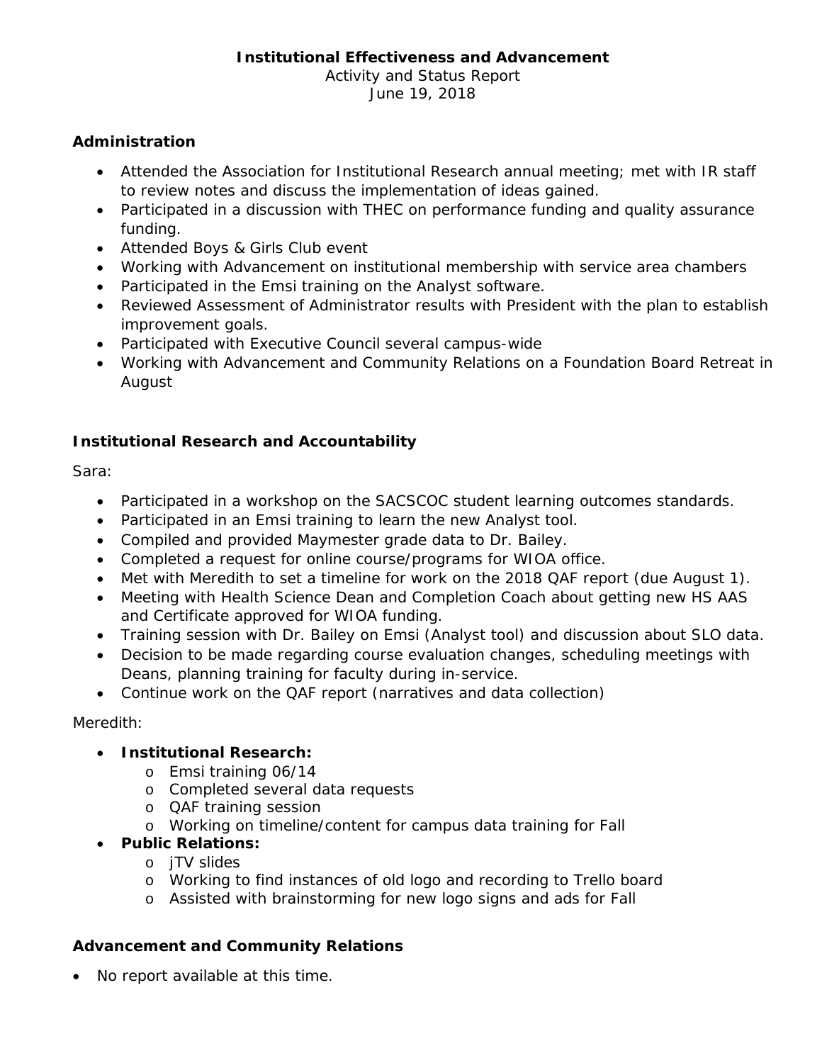**Institutional Effectiveness and Advancement**
Activity and Status Report
June 19, 2018

## Administration

- Attended the Association for Institutional Research annual meeting; met with IR staff to review notes and discuss the implementation of ideas gained.
- Participated in a discussion with THEC on performance funding and quality assurance funding.
- Attended Boys & Girls Club event
- Working with Advancement on institutional membership with service area chambers
- Participated in the Emsi training on the Analyst software.
- Reviewed Assessment of Administrator results with President with the plan to establish improvement goals.
- Participated with Executive Council several campus-wide
- Working with Advancement and Community Relations on a Foundation Board Retreat in August

## Institutional Research and Accountability

Sara:

- Participated in a workshop on the SACSCOC student learning outcomes standards.
- Participated in an Emsi training to learn the new Analyst tool.
- Compiled and provided Maymester grade data to Dr. Bailey.
- Completed a request for online course/programs for WIOA office.
- Met with Meredith to set a timeline for work on the 2018 QAF report (due August 1).
- Meeting with Health Science Dean and Completion Coach about getting new HS AAS and Certificate approved for WIOA funding.
- Training session with Dr. Bailey on Emsi (Analyst tool) and discussion about SLO data.
- Decision to be made regarding course evaluation changes, scheduling meetings with Deans, planning training for faculty during in-service.
- Continue work on the QAF report (narratives and data collection)

Meredith:

- **Institutional Research:**
  - Emsi training 06/14
  - Completed several data requests
  - QAF training session
  - Working on timeline/content for campus data training for Fall
- **Public Relations:**
  - jTV slides
  - Working to find instances of old logo and recording to Trello board
  - Assisted with brainstorming for new logo signs and ads for Fall

## Advancement and Community Relations

- No report available at this time.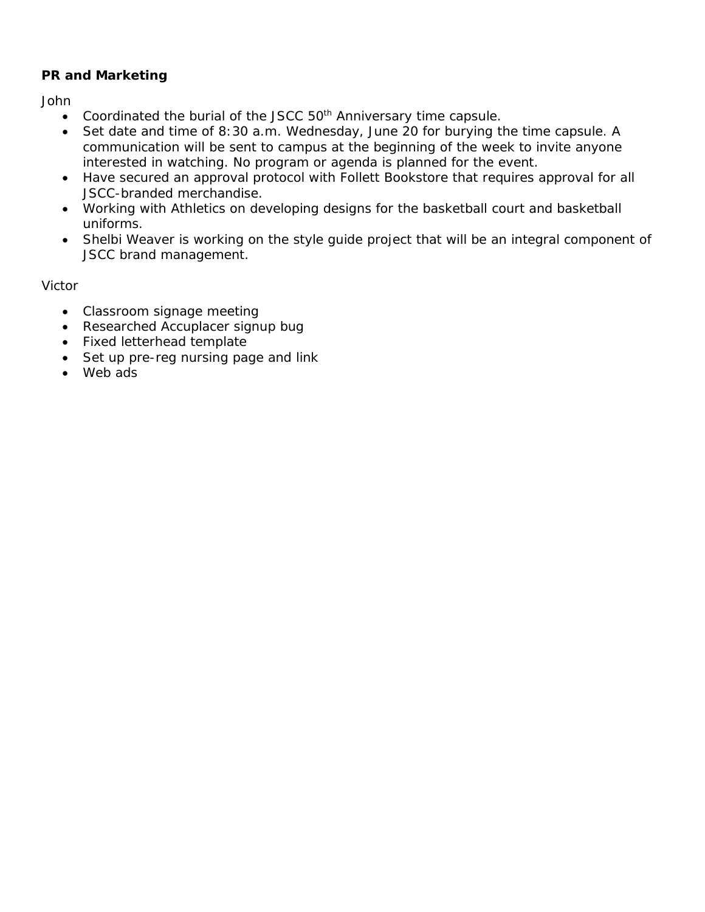**PR and Marketing**

John

- Coordinated the burial of the JSCC 50th Anniversary time capsule.
- Set date and time of 8:30 a.m. Wednesday, June 20 for burying the time capsule. A communication will be sent to campus at the beginning of the week to invite anyone interested in watching. No program or agenda is planned for the event.
- Have secured an approval protocol with Follett Bookstore that requires approval for all JSCC-branded merchandise.
- Working with Athletics on developing designs for the basketball court and basketball uniforms.
- Shelbi Weaver is working on the style guide project that will be an integral component of JSCC brand management.

Victor

- Classroom signage meeting
- Researched Accuplacer signup bug
- Fixed letterhead template
- Set up pre-reg nursing page and link
- Web ads